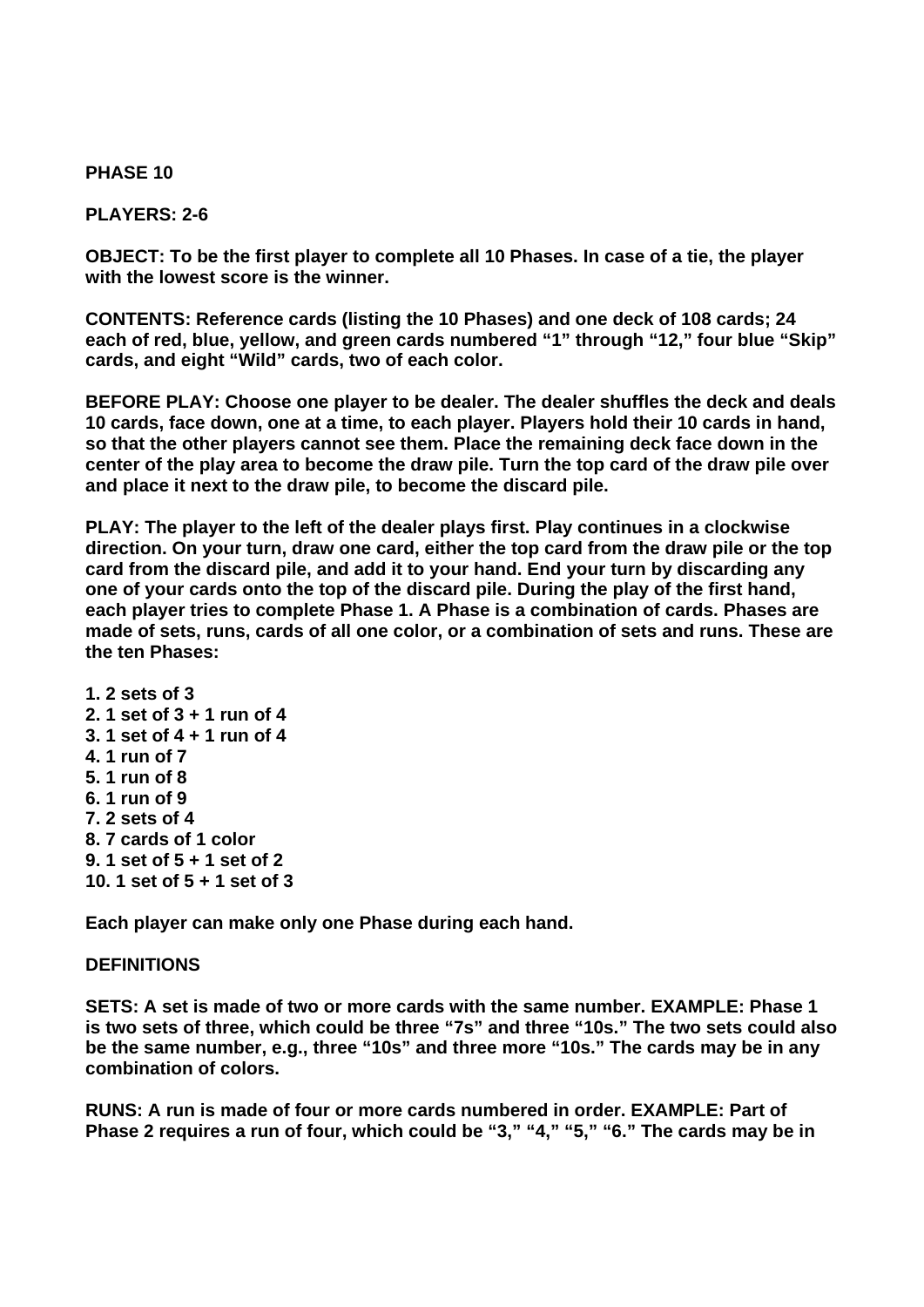**PHASE 10**

**PLAYERS: 2-6**

**OBJECT: To be the first player to complete all 10 Phases. In case of a tie, the player with the lowest score is the winner.**

**CONTENTS: Reference cards (listing the 10 Phases) and one deck of 108 cards; 24 each of red, blue, yellow, and green cards numbered "1" through "12," four blue "Skip" cards, and eight "Wild" cards, two of each color.**

**BEFORE PLAY: Choose one player to be dealer. The dealer shuffles the deck and deals 10 cards, face down, one at a time, to each player. Players hold their 10 cards in hand, so that the other players cannot see them. Place the remaining deck face down in the center of the play area to become the draw pile. Turn the top card of the draw pile over and place it next to the draw pile, to become the discard pile.**

**PLAY: The player to the left of the dealer plays first. Play continues in a clockwise direction. On your turn, draw one card, either the top card from the draw pile or the top card from the discard pile, and add it to your hand. End your turn by discarding any one of your cards onto the top of the discard pile. During the play of the first hand, each player tries to complete Phase 1. A Phase is a combination of cards. Phases are made of sets, runs, cards of all one color, or a combination of sets and runs. These are the ten Phases:**

**1. 2 sets of 3**
**2. 1 set of 3 + 1 run of 4**
**3. 1 set of 4 + 1 run of 4**
**4. 1 run of 7**
**5. 1 run of 8**
**6. 1 run of 9**
**7. 2 sets of 4**
**8. 7 cards of 1 color**
**9. 1 set of 5 + 1 set of 2**
**10. 1 set of 5 + 1 set of 3**

**Each player can make only one Phase during each hand.**

**DEFINITIONS**

**SETS: A set is made of two or more cards with the same number. EXAMPLE: Phase 1 is two sets of three, which could be three "7s" and three "10s." The two sets could also be the same number, e.g., three "10s" and three more "10s." The cards may be in any combination of colors.**

**RUNS: A run is made of four or more cards numbered in order. EXAMPLE: Part of Phase 2 requires a run of four, which could be "3," "4," "5," "6." The cards may be in**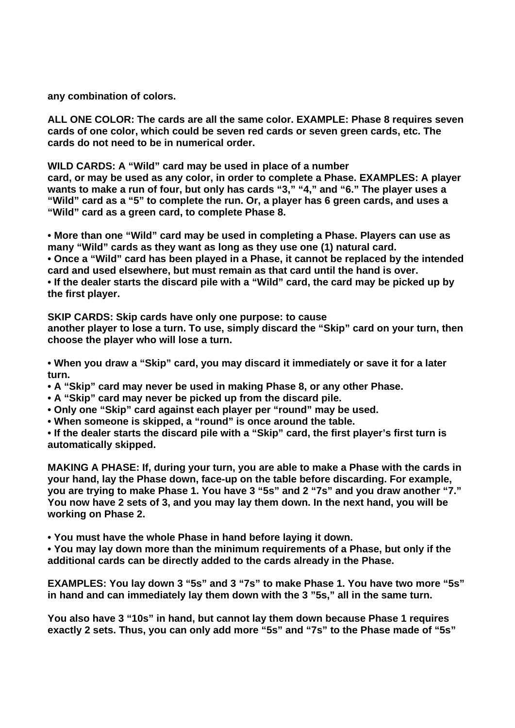**any combination of colors.**

**ALL ONE COLOR: The cards are all the same color. EXAMPLE: Phase 8 requires seven cards of one color, which could be seven red cards or seven green cards, etc. The cards do not need to be in numerical order.**

**WILD CARDS: A “Wild” card may be used in place of a number card, or may be used as any color, in order to complete a Phase. EXAMPLES: A player wants to make a run of four, but only has cards “3,” “4,” and “6.” The player uses a “Wild” card as a “5” to complete the run. Or, a player has 6 green cards, and uses a “Wild” card as a green card, to complete Phase 8.**

- **More than one “Wild” card may be used in completing a Phase. Players can use as many “Wild” cards as they want as long as they use one (1) natural card.**
- **Once a “Wild” card has been played in a Phase, it cannot be replaced by the intended card and used elsewhere, but must remain as that card until the hand is over.**
- **If the dealer starts the discard pile with a “Wild” card, the card may be picked up by the first player.**

**SKIP CARDS: Skip cards have only one purpose: to cause another player to lose a turn. To use, simply discard the “Skip” card on your turn, then choose the player who will lose a turn.**

- **When you draw a “Skip” card, you may discard it immediately or save it for a later turn.**
- **A “Skip” card may never be used in making Phase 8, or any other Phase.**
- **A “Skip” card may never be picked up from the discard pile.**
- **Only one “Skip” card against each player per “round” may be used.**
- **When someone is skipped, a “round” is once around the table.**
- **If the dealer starts the discard pile with a “Skip” card, the first player’s first turn is automatically skipped.**

**MAKING A PHASE: If, during your turn, you are able to make a Phase with the cards in your hand, lay the Phase down, face-up on the table before discarding. For example, you are trying to make Phase 1. You have 3 “5s” and 2 “7s” and you draw another “7.” You now have 2 sets of 3, and you may lay them down. In the next hand, you will be working on Phase 2.**

- **You must have the whole Phase in hand before laying it down.**
- **You may lay down more than the minimum requirements of a Phase, but only if the additional cards can be directly added to the cards already in the Phase.**

**EXAMPLES: You lay down 3 “5s” and 3 “7s” to make Phase 1. You have two more “5s” in hand and can immediately lay them down with the 3 ”5s,” all in the same turn.**

**You also have 3 “10s” in hand, but cannot lay them down because Phase 1 requires exactly 2 sets. Thus, you can only add more “5s” and “7s” to the Phase made of “5s”**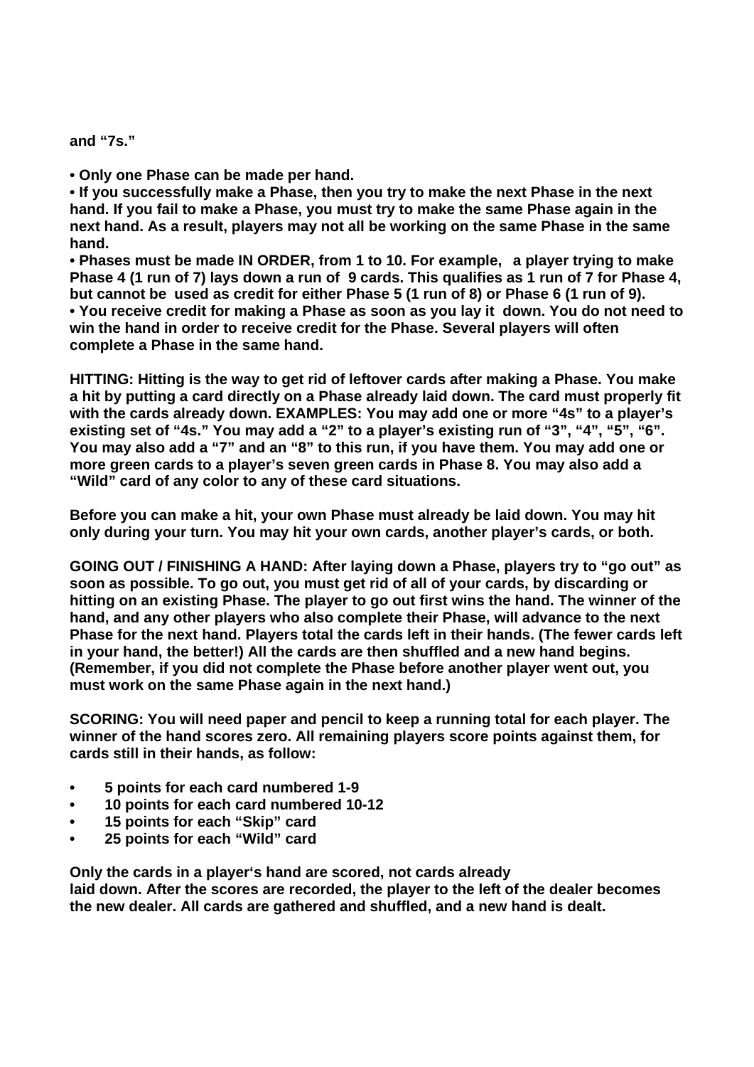**and "7s."**

**• Only one Phase can be made per hand.**
**• If you successfully make a Phase, then you try to make the next Phase in the next hand. If you fail to make a Phase, you must try to make the same Phase again in the next hand. As a result, players may not all be working on the same Phase in the same hand.**
**• Phases must be made IN ORDER, from 1 to 10. For example, a player trying to make Phase 4 (1 run of 7) lays down a run of 9 cards. This qualifies as 1 run of 7 for Phase 4, but cannot be used as credit for either Phase 5 (1 run of 8) or Phase 6 (1 run of 9).**
**• You receive credit for making a Phase as soon as you lay it down. You do not need to win the hand in order to receive credit for the Phase. Several players will often complete a Phase in the same hand.**

**HITTING: Hitting is the way to get rid of leftover cards after making a Phase. You make a hit by putting a card directly on a Phase already laid down. The card must properly fit with the cards already down. EXAMPLES: You may add one or more "4s" to a player's existing set of "4s." You may add a "2" to a player's existing run of "3", "4", "5", "6". You may also add a "7" and an "8" to this run, if you have them. You may add one or more green cards to a player's seven green cards in Phase 8. You may also add a "Wild" card of any color to any of these card situations.**

**Before you can make a hit, your own Phase must already be laid down. You may hit only during your turn. You may hit your own cards, another player's cards, or both.**

**GOING OUT / FINISHING A HAND: After laying down a Phase, players try to "go out" as soon as possible. To go out, you must get rid of all of your cards, by discarding or hitting on an existing Phase. The player to go out first wins the hand. The winner of the hand, and any other players who also complete their Phase, will advance to the next Phase for the next hand. Players total the cards left in their hands. (The fewer cards left in your hand, the better!) All the cards are then shuffled and a new hand begins. (Remember, if you did not complete the Phase before another player went out, you must work on the same Phase again in the next hand.)**

**SCORING: You will need paper and pencil to keep a running total for each player. The winner of the hand scores zero. All remaining players score points against them, for cards still in their hands, as follow:**

- **5 points for each card numbered 1-9**
- **10 points for each card numbered 10-12**
- **15 points for each "Skip" card**
- **25 points for each "Wild" card**

**Only the cards in a player's hand are scored, not cards already laid down. After the scores are recorded, the player to the left of the dealer becomes the new dealer. All cards are gathered and shuffled, and a new hand is dealt.**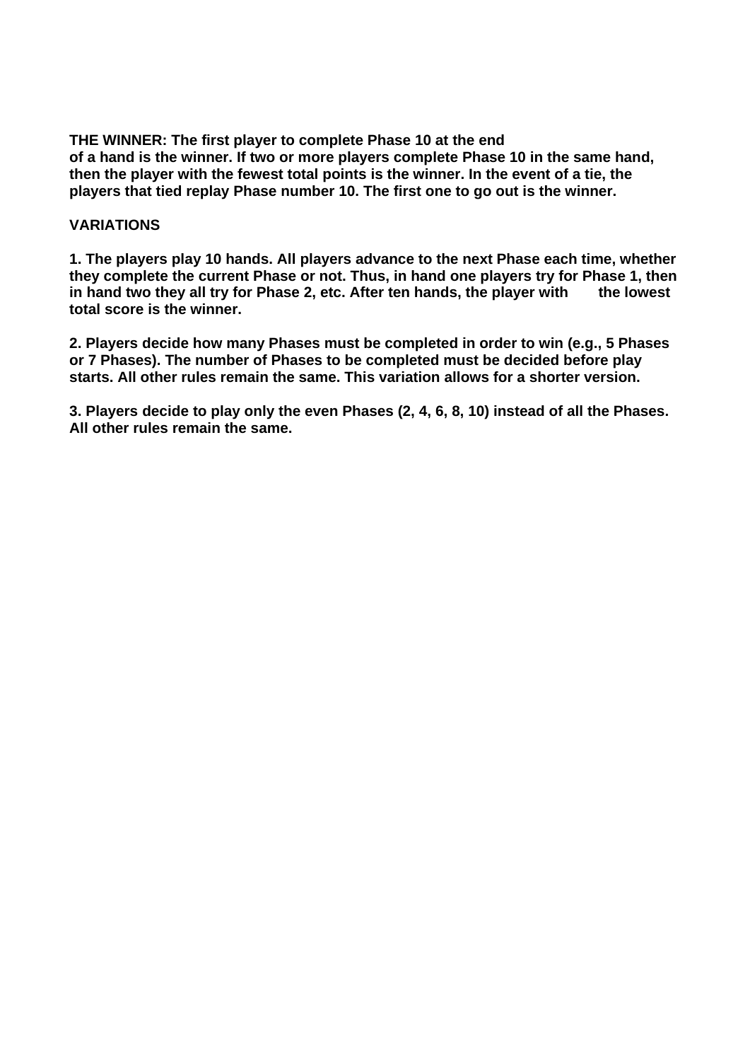**THE WINNER: The first player to complete Phase 10 at the end of a hand is the winner. If two or more players complete Phase 10 in the same hand, then the player with the fewest total points is the winner. In the event of a tie, the players that tied replay Phase number 10. The first one to go out is the winner.**

**VARIATIONS**

**1. The players play 10 hands. All players advance to the next Phase each time, whether they complete the current Phase or not. Thus, in hand one players try for Phase 1, then in hand two they all try for Phase 2, etc. After ten hands, the player with the lowest total score is the winner.**

**2. Players decide how many Phases must be completed in order to win (e.g., 5 Phases or 7 Phases). The number of Phases to be completed must be decided before play starts. All other rules remain the same. This variation allows for a shorter version.**

**3. Players decide to play only the even Phases (2, 4, 6, 8, 10) instead of all the Phases. All other rules remain the same.**